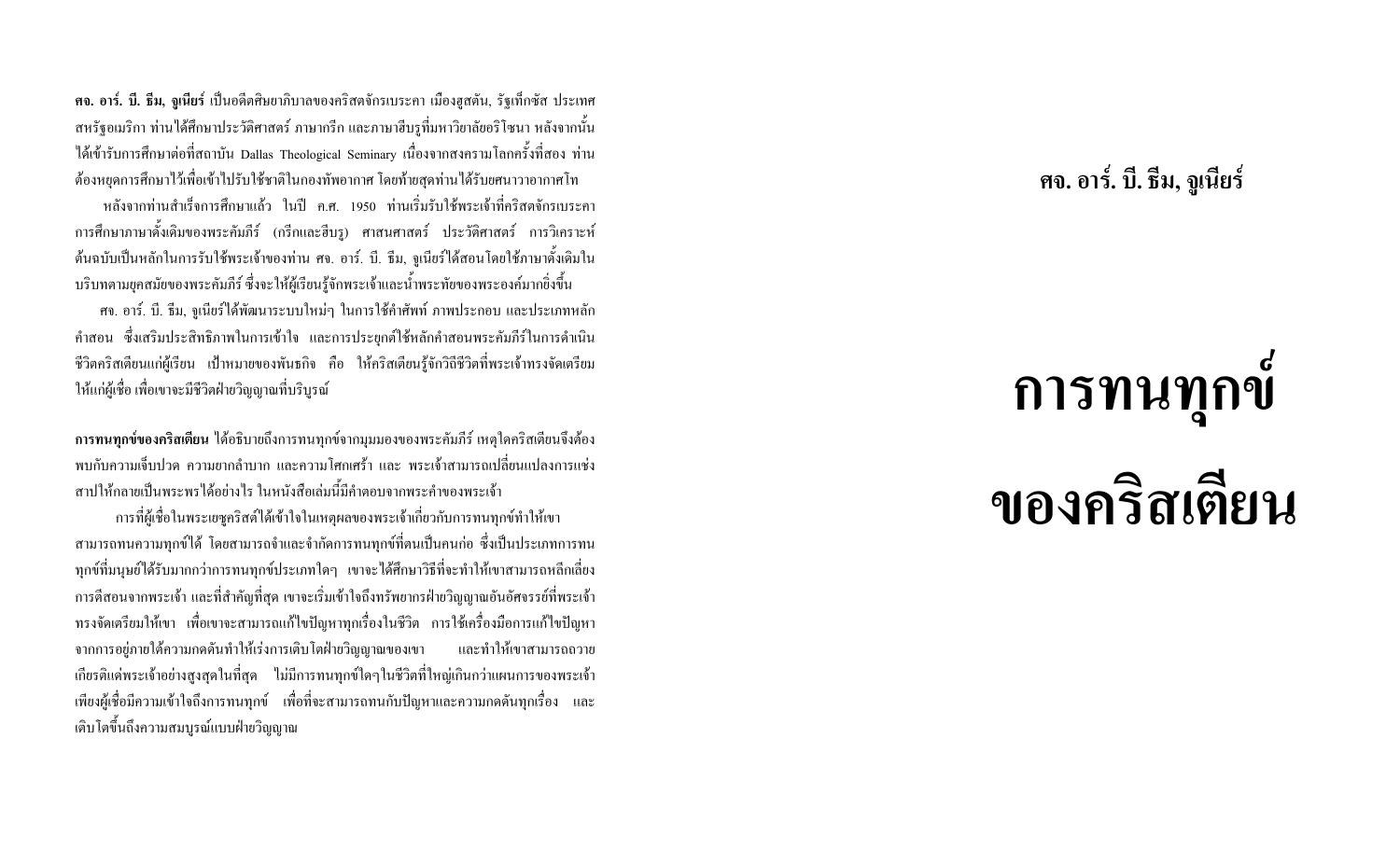# ศจ. อาร์. บี. ธีม, จูเนียร์

# การทนทุกข์ของคริสเตียน

**ศจ. อาร์. บี. ธีม, จูเนียร์** เป็นอดีตศิษยาภิบาลของคริสตจักรเบระคา เมืองฮูสตัน, รัฐเท็กซัส ประเทศสหรัฐอเมริกา ท่านได้ศึกษาประวัติศาสตร์ ภาษากรีก และภาษาฮีบรูที่มหาวิทยาลัยอริโซนา หลังจากนั้นได้เข้ารับการศึกษาต่อที่สถาบัน Dallas Theological Seminary เนื่องจากสงครามโลกครั้งที่สอง ท่านต้องหยุดการศึกษาไว้เพื่อเข้าไปรับใช้ชาติในกองทัพอากาศ โดยท้ายสุดท่านได้รับยศนาวาอากาศโท

หลังจากท่านสำเร็จการศึกษาแล้ว ในปี ค.ศ. 1950 ท่านเริ่มรับใช้พระเจ้าที่คริสตจักรเบระคา การศึกษาภาษาดั้งเดิมของพระคัมภีร์ (กรีกและฮีบรู) ศาสนศาสตร์ ประวัติศาสตร์ การวิเคราะห์ต้นฉบับเป็นหลักในการรับใช้พระเจ้าของท่าน ศจ. อาร์. บี. ธีม, จูเนียร์ได้สอนโดยใช้ภาษาดั้งเดิมในบริบทตามยุคสมัยของพระคัมภีร์ ซึ่งจะให้ผู้เรียนรู้จักพระเจ้าและน้ำพระทัยของพระองค์มากยิ่งขึ้น

ศจ. อาร์. บี. ธีม, จูเนียร์ได้พัฒนาระบบใหม่ๆ ในการใช้คำศัพท์ ภาพประกอบ และประเภทหลักคำสอน ซึ่งเสริมประสิทธิภาพในการเข้าใจ และการประยุกต์ใช้หลักคำสอนพระคัมภีร์ในการดำเนินชีวิตคริสเตียนแก่ผู้เรียน เป้าหมายของพันธกิจ คือ ให้คริสเตียนรู้จักวิถีชีวิตที่พระเจ้าทรงจัดเตรียมให้แก่ผู้เชื่อ เพื่อเขาจะมีชีวิตฝ่ายวิญญาณที่บริบูรณ์

**การทนทุกข์ของคริสเตียน** ได้อธิบายถึงการทนทุกข์จากมุมมองของพระคัมภีร์ เหตุใดคริสเตียนจึงต้องพบกับความเจ็บปวด ความยากลำบาก และความโศกเศร้า และ พระเจ้าสามารถเปลี่ยนแปลงการแช่งสาปให้กลายเป็นพระพรได้อย่างไร ในหนังสือเล่มนี้มีคำตอบจากพระคำของพระเจ้า

การที่ผู้เชื่อในพระเยซูคริสต์ได้เข้าใจในเหตุผลของพระเจ้าเกี่ยวกับการทนทุกข์ทำให้เขาสามารถทนความทุกข์ได้ โดยสามารถจำและจำกัดการทนทุกข์ที่ตนเป็นคนก่อ ซึ่งเป็นประเภทการทนทุกข์ที่มนุษย์ได้รับมากกว่าการทนทุกข์ประเภทใดๆ เขาจะได้ศึกษาวิธีที่จะทำให้เขาสามารถหลีกเลี่ยงการตีสอนจากพระเจ้า และที่สำคัญที่สุด เขาจะเริ่มเข้าใจถึงทรัพยากรฝ่ายวิญญาณอันอัศจรรย์ที่พระเจ้าทรงจัดเตรียมให้เขา เพื่อเขาจะสามารถแก้ไขปัญหาทุกเรื่องในชีวิต การใช้เครื่องมือการแก้ไขปัญหาจากการอยู่ภายใต้ความกดดันทำให้เร่งการเติบโตฝ่ายวิญญาณของเขา และทำให้เขาสามารถถวายเกียรติแด่พระเจ้าอย่างสูงสุดในที่สุด ไม่มีการทนทุกข์ใดๆในชีวิตที่ใหญ่เกินกว่าแผนการของพระเจ้า เพียงผู้เชื่อมีความเข้าใจถึงการทนทุกข์ เพื่อที่จะสามารถทนกับปัญหาและความกดดันทุกเรื่อง และเติบโตขึ้นถึงความสมบูรณ์แบบฝ่ายวิญญาณ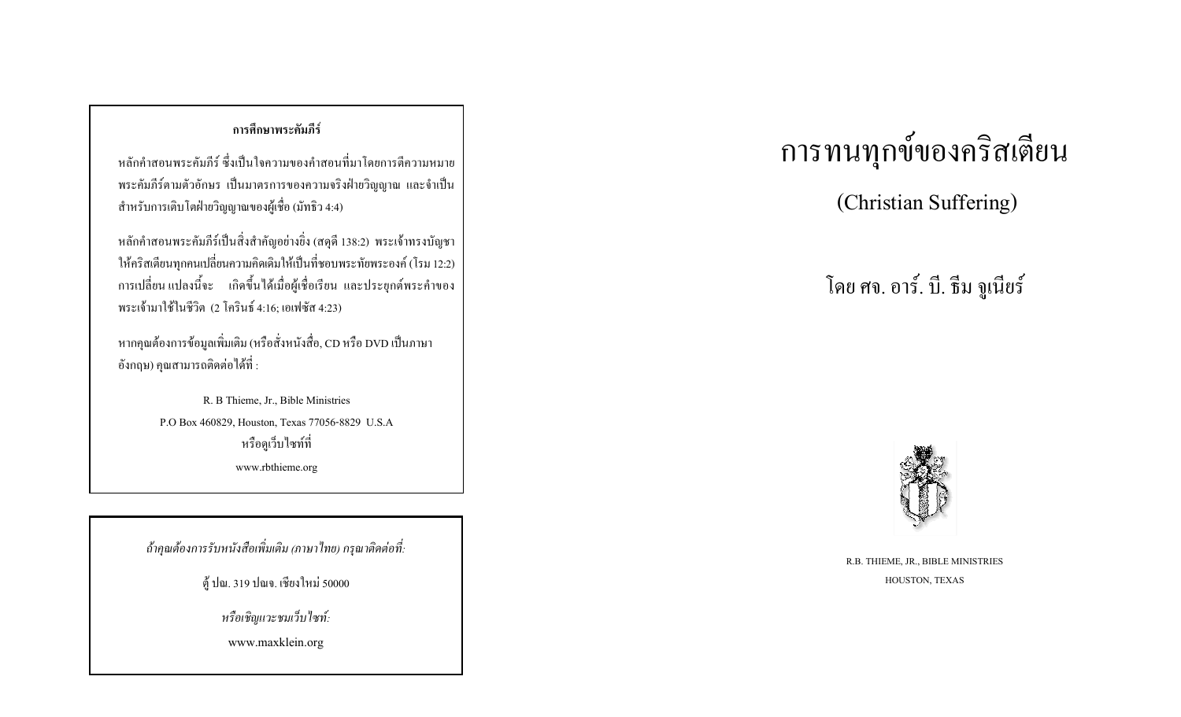**การศึกษาพระคัมภีร์**

หลักคำสอนพระคัมภีร์ ซึ่งเป็นใจความของคำสอนที่มาโดยการตีความหมายพระคัมภีร์ตามตัวอักษร เป็นมาตรการของความจริงฝ่ายวิญญาณ และจำเป็นสำหรับการเติบโตฝ่ายวิญญาณของผู้เชื่อ (มัทธิว 4:4)

หลักคำสอนพระคัมภีร์เป็นสิ่งสำคัญอย่างยิ่ง (สดุดี 138:2) พระเจ้าทรงบัญชาให้คริสเตียนทุกคนเปลี่ยนความคิดเดิมให้เป็นที่ชอบพระทัยพระองค์ (โรม 12:2) การเปลี่ยน แปลงนี้จะ เกิดขึ้นได้เมื่อผู้เชื่อเรียน และประยุกต์พระคำของพระเจ้ามาใช้ในชีวิต (2 โครินธ์ 4:16; เอเฟซัส 4:23)

หากคุณต้องการข้อมูลเพิ่มเติม (หรือสั่งหนังสือ, CD หรือ DVD เป็นภาษาอังกฤษ) คุณสามารถติดต่อได้ที่ :

R. B Thieme, Jr., Bible Ministries
P.O Box 460829, Houston, Texas 77056-8829 U.S.A
หรือดูเว็บไซท์ที่
www.rbthieme.org

*ถ้าคุณต้องการรับหนังสือเพิ่มเติม (ภาษาไทย) กรุณาติดต่อที่:*

ตู้ ปณ. 319 ปณจ. เชียงใหม่ 50000

*หรือเชิญแวะชมเว็บไซท์:*

www.maxklein.org

# การทนทุกข์ของคริสเตียน

## (Christian Suffering)

โดย ศจ. อาร์. บี. ธีม จูเนียร์

R.B. THIEME, JR., BIBLE MINISTRIES
HOUSTON, TEXAS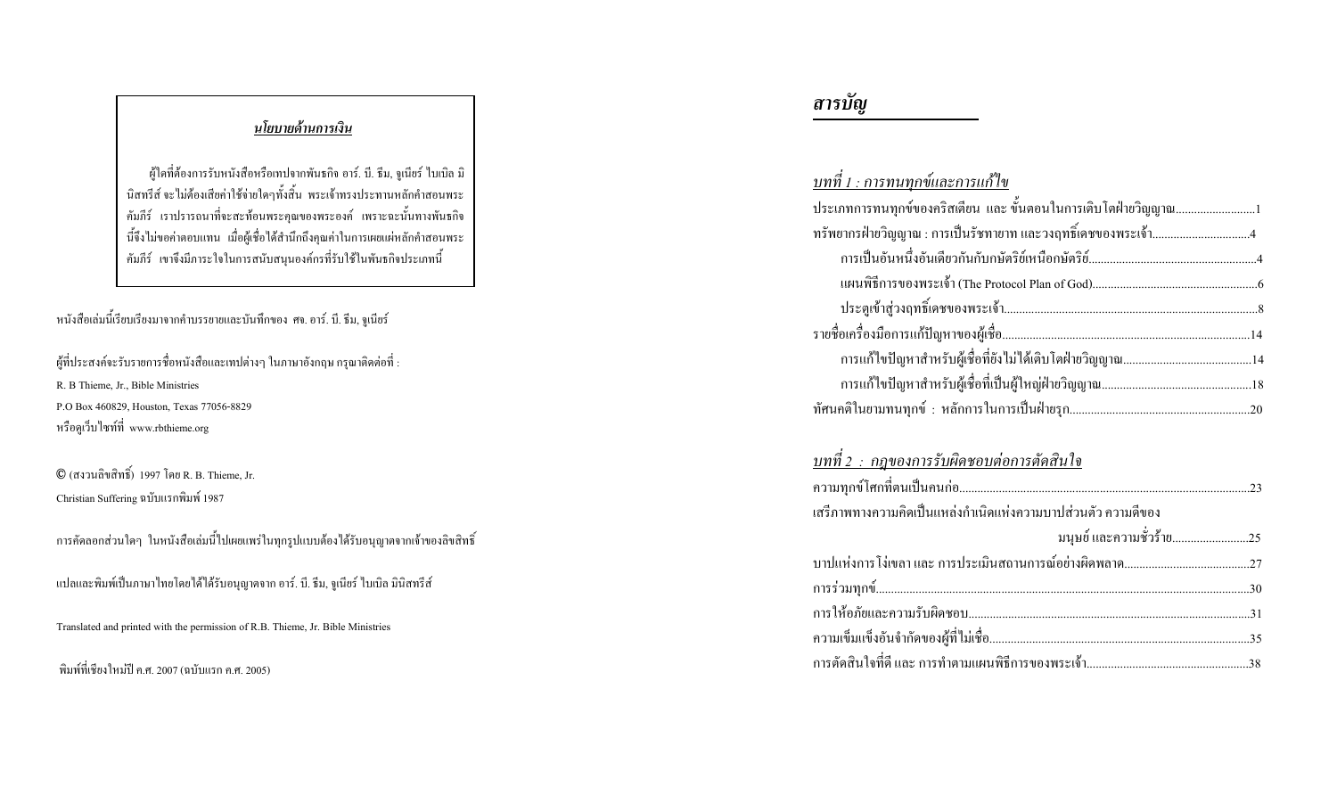**นโยบายด้านการเงิน**

ผู้ใดที่ต้องการรับหนังสือหรือเทปจากพันธกิจ อาร์. บี. ธีม, จูเนียร์ ไบเบิล มินิสทรีส์ จะไม่ต้องเสียค่าใช้จ่ายใดๆทั้งสิ้น พระเจ้าทรงประทานหลักคำสอนพระคัมภีร์ เราปรารถนาที่จะสะท้อนพระคุณของพระองค์ เพราะฉะนั้นทางพันธกิจนี้จึงไม่ขอค่าตอบแทน เมื่อผู้เชื่อได้สำนึกถึงคุณค่าในการเผยแผ่หลักคำสอนพระคัมภีร์ เขาจึงมีภาระใจในการสนับสนุนองค์กรที่รับใช้ในพันธกิจประเภทนี้

หนังสือเล่มนี้เรียบเรียงมาจากคำบรรยายและบันทึกของ ศจ. อาร์. บี. ธีม, จูเนียร์

ผู้ที่ประสงค์จะรับรายการชื่อหนังสือและเทปต่างๆ ในภาษาอังกฤษ กรุณาติดต่อที่ :

R. B Thieme, Jr., Bible Ministries

P.O Box 460829, Houston, Texas 77056-8829

หรือดูเว็บไซท์ที่ www.rbthieme.org

© (สงวนลิขสิทธิ์) 1997 โดย R. B. Thieme, Jr.

Christian Suffering ฉบับแรกพิมพ์ 1987

การคัดลอกส่วนใดๆ ในหนังสือเล่มนี้ไปเผยแพร่ในทุกรูปแบบต้องได้รับอนุญาตจากเจ้าของลิขสิทธิ์

แปลและพิมพ์เป็นภาษาไทยโดยได้ได้รับอนุญาตจาก อาร์. บี. ธีม, จูเนียร์ ไบเบิล มินิสทรีส์

Translated and printed with the permission of R.B. Thieme, Jr. Bible Ministries

พิมพ์ที่เชียงใหม่ปี ค.ศ. 2007 (ฉบับแรก ค.ศ. 2005)

# *สารบัญ*

## *บทที่ 1 : การทนทุกข์และการแก้ไข*

ประเภทการทนทุกข์ของคริสเตียน และ ขั้นตอนในการเติบโตฝ่ายวิญญาณ..........................1

ทรัพยากรฝ่ายวิญญาณ : การเป็นรัชทายาท และวงฤทธิ์เดชของพระเจ้า................................4

- การเป็นอันหนึ่งอันเดียวกันกับกษัตริย์เหนือกษัตริย์......................................................4
- แผนพิธีการของพระเจ้า (The Protocol Plan of God)......................................................6
- ประตูเข้าสู่วงฤทธิ์เดชของพระเจ้า..................................................................................8

รายชื่อเครื่องมือการแก้ปัญหาของผู้เชื่อ.................................................................................14

- การแก้ไขปัญหาสำหรับผู้เชื่อที่ยังไม่ได้เติบโตฝ่ายวิญญาณ..........................................14
- การแก้ไขปัญหาสำหรับผู้เชื่อที่เป็นผู้ใหญ่ฝ่ายวิญญาณ.................................................18

ทัศนคติในยามทนทุกข์ : หลักการในการเป็นฝ่ายรุก...........................................................20

## *บทที่ 2 : กฎของการรับผิดชอบต่อการตัดสินใจ*

ความทุกข์โศกที่ตนเป็นคนก่อ...............................................................................................23

เสรีภาพทางความคิดเป็นแหล่งกำเนิดแห่งความบาปส่วนตัว ความดีของมนุษย์ และความชั่วร้าย.........................25

บาปแห่งการโง่เขลา และ การประเมินสถานการณ์อย่างผิดพลาด.........................................27

การร่วมทุกข์.........................................................................................................................30

การให้อภัยและความรับผิดชอบ............................................................................................31

ความเข้มแข็งอันจำกัดของผู้ที่ไม่เชื่อ.....................................................................................35

การตัดสินใจที่ดี และ การทำตามแผนพิธีการของพระเจ้า.....................................................38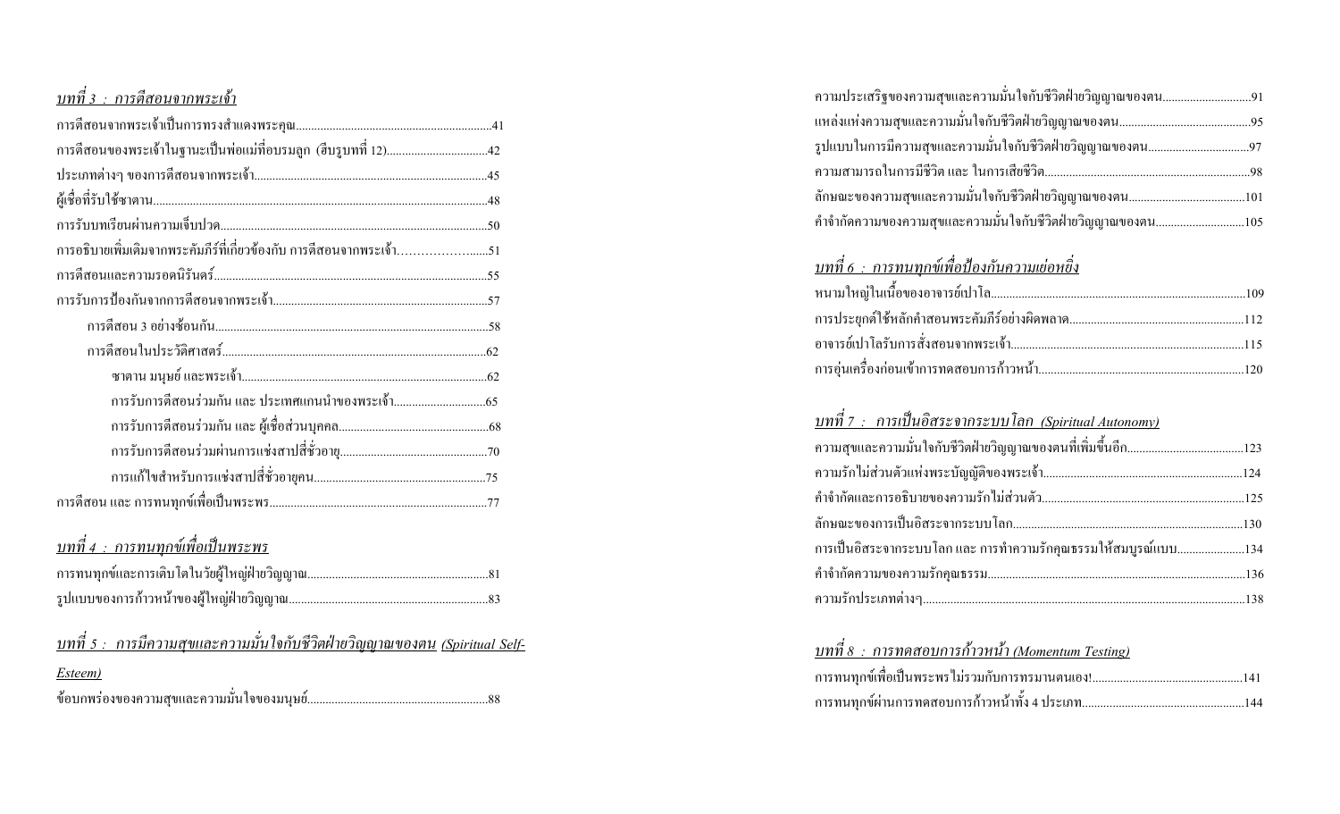## *บทที่ 3 : การตีสอนจากพระเจ้า*

การตีสอนจากพระเจ้าเป็นการทรงสำแดงพระคุณ....................................................................41

การตีสอนของพระเจ้าในฐานะเป็นพ่อแม่ที่อบรมลูก (ฮีบรูบทที่ 12)..................................42

ประเภทต่างๆ ของการตีสอนจากพระเจ้า..............................................................................45

ผู้เชื่อที่รับใช้ซาตาน...............................................................................................................48

การรับบทเรียนผ่านความเจ็บปวด.........................................................................................50

การอธิบายเพิ่มเติมจากพระคัมภีร์ที่เกี่ยวข้องกับ การตีสอนจากพระเจ้า……………….....51

การตีสอนและความรอดนิรันดร์...........................................................................................55

การรับการป้องกันจากการตีสอนจากพระเจ้า........................................................................57

- การตีสอน 3 อย่างซ้อนกัน..........................................................................................58
- การตีสอนในประวัติศาสตร์.......................................................................................62
  - ซาตาน มนุษย์ และพระเจ้า.................................................................................62
  - การรับการตีสอนร่วมกัน และ ประเทศแกนนำของพระเจ้า..............................65
  - การรับการตีสอนร่วมกัน และ ผู้เชื่อส่วนบุคคล..................................................68
  - การรับการตีสอนร่วมผ่านการแช่งสาปสี่ชั่วอายุ.................................................70
  - การแก้ไขสำหรับการแช่งสาปสี่ชั่วอายุคน.........................................................75

การตีสอน และ การทนทุกข์เพื่อเป็นพระพร........................................................................77

## *บทที่ 4 : การทนทุกข์เพื่อเป็นพระพร*

การทนทุกข์และการเติบโตในวัยผู้ใหญ่ฝ่ายวิญญาณ............................................................81

รูปแบบของการก้าวหน้าของผู้ใหญ่ฝ่ายวิญญาณ..................................................................83

## *บทที่ 5 : การมีความสุขและความมั่นใจกับชีวิตฝ่ายวิญญาณของตน (Spiritual Self-Esteem)*

ข้อบกพร่องของความสุขและความมั่นใจของมนุษย์............................................................88

ความประเสริฐของความสุขและความมั่นใจกับชีวิตฝ่ายวิญญาณของตน.............................91

แหล่งแห่งความสุขและความมั่นใจกับชีวิตฝ่ายวิญญาณของตน...........................................95

รูปแบบในการมีความสุขและความมั่นใจกับชีวิตฝ่ายวิญญาณของตน.................................97

ความสามารถในการมีชีวิต และ ในการเสียชีวิต...................................................................98

ลักษณะของความสุขและความมั่นใจกับชีวิตฝ่ายวิญญาณของตน......................................101

คำจำกัดความของความสุขและความมั่นใจกับชีวิตฝ่ายวิญญาณของตน.............................105

## *บทที่ 6 : การทนทุกข์เพื่อป้องกันความเย่อหยิ่ง*

หนามใหญ่ในเนื้อของอาจารย์เปาโล...................................................................................109

การประยุกต์ใช้หลักคำสอนพระคัมภีร์อย่างผิดพลาด.........................................................112

อาจารย์เปาโลรับการสั่งสอนจากพระเจ้า............................................................................115

การอุ่นเครื่องก่อนเข้าการทดสอบการก้าวหน้า...................................................................120

## *บทที่ 7 : การเป็นอิสระจากระบบโลก (Spiritual Autonomy)*

ความสุขและความมั่นใจกับชีวิตฝ่ายวิญญาณของตนที่เพิ่มขึ้นอีก......................................123

ความรักไม่ส่วนตัวแห่งพระบัญญัติของพระเจ้า.................................................................124

คำจำกัดและการอธิบายของความรักไม่ส่วนตัว..................................................................125

ลักษณะของการเป็นอิสระจากระบบโลก...........................................................................130

การเป็นอิสระจากระบบโลก และ การทำความรักคุณธรรมให้สมบูรณ์แบบ......................134

คำจำกัดความของความรักคุณธรรม...................................................................................136

ความรักประเภทต่างๆ.........................................................................................................138

## *บทที่ 8 : การทดสอบการก้าวหน้า (Momentum Testing)*

การทนทุกข์เพื่อเป็นพระพรไม่รวมกับการทรมานตนเอง!..................................................141

การทนทุกข์ผ่านการทดสอบการก้าวหน้าทั้ง 4 ประเภท......................................................144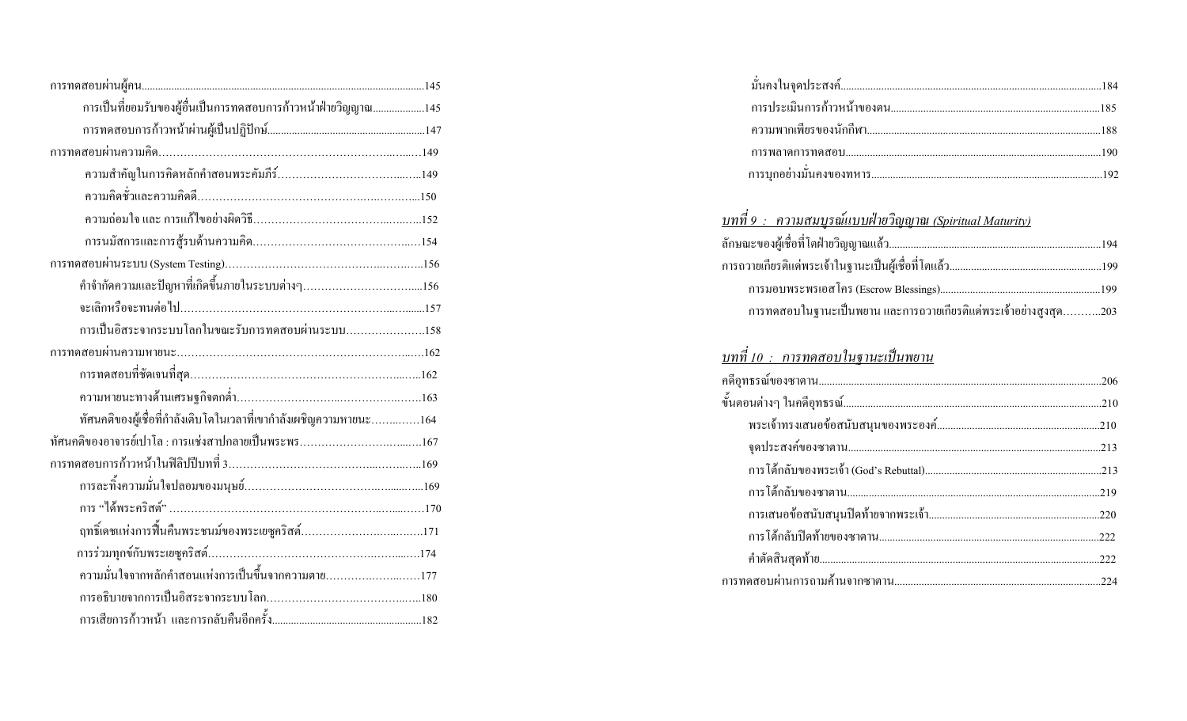การทดสอบผ่านผู้คน......145
- การเป็นที่ยอมรับของผู้อื่นเป็นการทดสอบการก้าวหน้าฝ่ายวิญญาณ......145
- การทดสอบการก้าวหน้าผ่านผู้เป็นปฏิปักษ์......147

การทดสอบผ่านความคิด......149
- ความสำคัญในการคิดหลักคำสอนพระคัมภีร์......149
- ความคิดชั่วและความคิดดี......150
- ความอ่อนใจ และ การแก้ไขอย่างผิดวิธี......152
- การนมัสการและการสู้รบด้านความคิด......154

การทดสอบผ่านระบบ (System Testing)......156
- คำจำกัดความและปัญหาที่เกิดขึ้นภายในระบบต่างๆ......156
- จะเลิกหรือจะทนต่อไป......157
- การเป็นอิสระจากระบบโลกในขณะรับการทดสอบผ่านระบบ......158

การทดสอบผ่านความหายนะ......162
- การทดสอบที่ชัดเจนที่สุด......162
- ความหายนะทางด้านเศรษฐกิจตกต่ำ......163
- ทัศนคติของผู้เชื่อที่กำลังเติบโตในเวลาที่เขากำลังเผชิญความหายนะ......164

ทัศนคติของอาจารย์เปาโล : การแช่งสาปกลายเป็นพระพร......167

การทดสอบการก้าวหน้าในฟิลิปปีบทที่ 3......169
- การละทิ้งความมั่นใจปลอมของมนุษย์......169
- การ "ได้พระคริสต์" ......170
- ฤทธิ์เดชแห่งการฟื้นคืนพระชนม์ของพระเยซูคริสต์......171
- การร่วมทุกข์กับพระเยซูคริสต์......174
- ความมั่นใจจากหลักคำสอนแห่งการเป็นขึ้นจากความตาย......177
- การอธิบายจากการเป็นอิสระจากระบบโลก......180
- การเสียการก้าวหน้า และการกลับคืนอีกครั้ง......182
- มั่นคงในจุดประสงค์......184
- การประเมินการก้าวหน้าของตน......185
- ความพากเพียรของนักกีฬา......188
- การพลาดการทดสอบ......190
- การบุกอย่างมั่นคงของทหาร......192

## *บทที่ 9 : ความสมบูรณ์แบบฝ่ายวิญญาณ (Spiritual Maturity)*

ลักษณะของผู้เชื่อที่โตฝ่ายวิญญาณแล้ว......194

การถวายเกียรติแด่พระเจ้าในฐานะเป็นผู้เชื่อที่โตแล้ว......199
- การมอบพระพรเอสโคร (Escrow Blessings)......199
- การทดสอบในฐานะเป็นพยาน และการถวายเกียรติแด่พระเจ้าอย่างสูงสุด......203

## *บทที่ 10 : การทดสอบในฐานะเป็นพยาน*

คดีอุทธรณ์ของซาตาน......206

ขั้นตอนต่างๆ ในคดีอุทธรณ์......210
- พระเจ้าทรงเสนอข้อสนับสนุนของพระองค์......210
- จุดประสงค์ของซาตาน......213
- การโต้กลับของพระเจ้า (God's Rebuttal)......213
- การโต้กลับของซาตาน......219
- การเสนอข้อสนับสนุนปิดท้ายจากพระเจ้า......220
- การโต้กลับปิดท้ายของซาตาน......222
- คำตัดสินสุดท้าย......222

การทดสอบผ่านการถามค้านจากซาตาน......224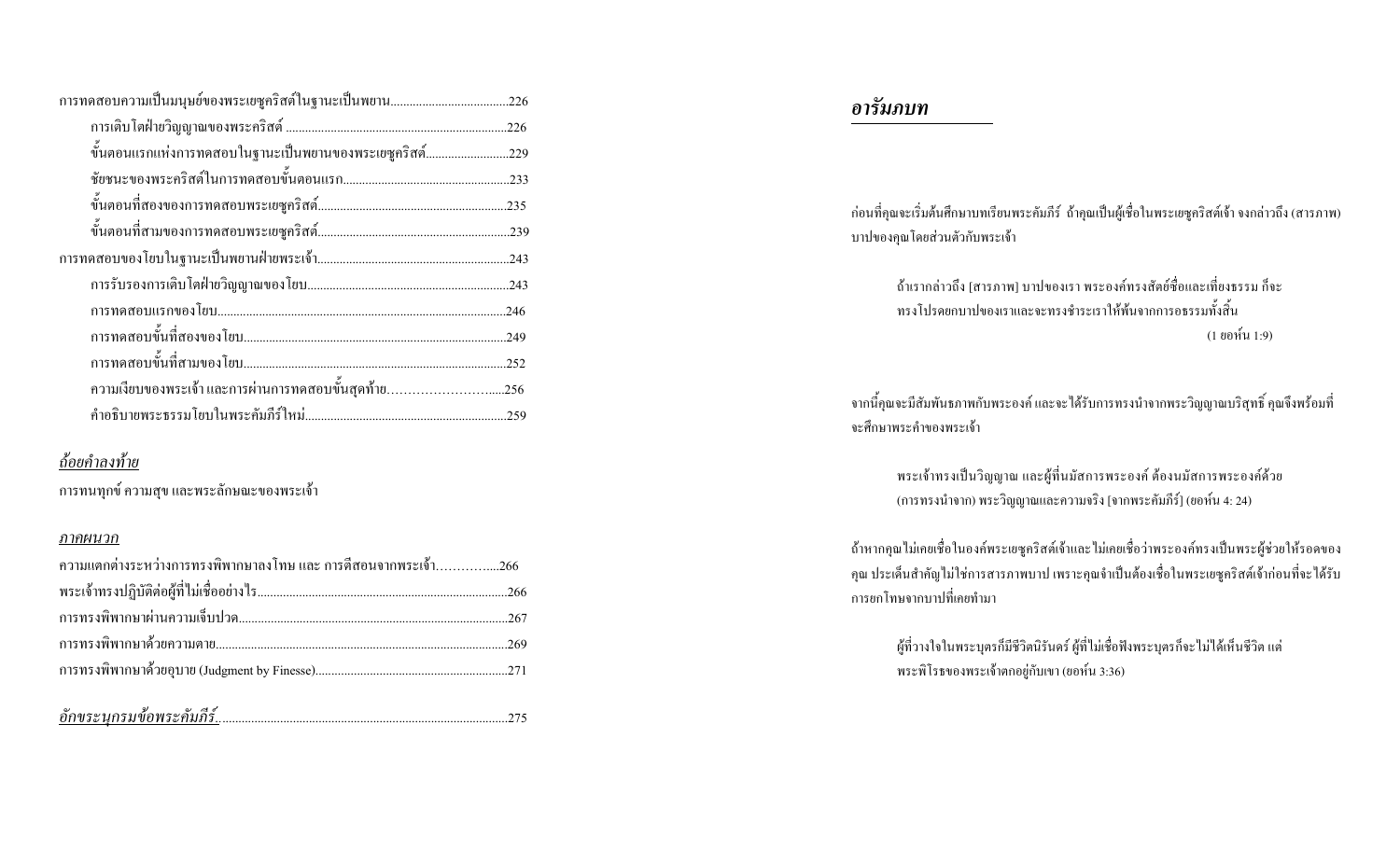การทดสอบความเป็นมนุษย์ของพระเยซูคริสต์ในฐานะเป็นพยาน.....................................226

- การเติบโตฝ่ายวิญญาณของพระคริสต์ ....................................................................226
- ขั้นตอนแรกแห่งการทดสอบในฐานะเป็นพยานของพระเยซูคริสต์..........................229
- ชัยชนะของพระคริสต์ในการทดสอบขั้นตอนแรก....................................................233
- ขั้นตอนที่สองของการทดสอบพระเยซูคริสต์..........................................................235
- ขั้นตอนที่สามของการทดสอบพระเยซูคริสต์...........................................................239

การทดสอบของโยบในฐานะเป็นพยานฝ่ายพระเจ้า............................................................243

- การรับรองการเติบโตฝ่ายวิญญาณของโยบ..............................................................243
- การทดสอบแรกของโยบ.........................................................................................246
- การทดสอบขั้นที่สองของโยบ.................................................................................249
- การทดสอบขั้นที่สามของโยบ.................................................................................252
- ความเงียบของพระเจ้า และการผ่านการทดสอบขั้นสุดท้าย…………………….....256
- คำอธิบายพระธรรมโยบในพระคัมภีร์ใหม่...............................................................259

## *ถ้อยคำลงท้าย*

การทนทุกข์ ความสุข และพระลักษณะของพระเจ้า

## *ภาคผนวก*

ความแตกต่างระหว่างการทรงพิพากษาลงโทษ และ การตีสอนจากพระเจ้า…………....266

พระเจ้าทรงปฏิบัติต่อผู้ที่ไม่เชื่ออย่างไร.............................................................................266

การทรงพิพากษาผ่านความเจ็บปวด...................................................................................267

การทรงพิพากษาด้วยความตาย..........................................................................................269

การทรงพิพากษาด้วยอุบาย (Judgment by Finesse)...........................................................271

*อักขระนุกรมข้อพระคัมภีร์*..........................................................................................275

## *อารัมภบท*

ก่อนที่คุณจะเริ่มต้นศึกษาบทเรียนพระคัมภีร์ ถ้าคุณเป็นผู้เชื่อในพระเยซูคริสต์เจ้า จงกล่าวถึง (สารภาพ) บาปของคุณโดยส่วนตัวกับพระเจ้า

> ถ้าเรากล่าวถึง [สารภาพ] บาปของเรา พระองค์ทรงสัตย์ซื่อและเที่ยงธรรม ก็จะทรงโปรดยกบาปของเราและจะทรงชำระเราให้พ้นจากการอธรรมทั้งสิ้น
>
> (1 ยอห์น 1:9)

จากนี้คุณจะมีสัมพันธภาพกับพระองค์ และจะได้รับการทรงนำจากพระวิญญาณบริสุทธิ์ คุณจึงพร้อมที่จะศึกษาพระคำของพระเจ้า

> พระเจ้าทรงเป็นวิญญาณ และผู้ที่นมัสการพระองค์ ต้องนมัสการพระองค์ด้วย (การทรงนำจาก) พระวิญญาณและความจริง [จากพระคัมภีร์] (ยอห์น 4: 24)

ถ้าหากคุณไม่เคยเชื่อในองค์พระเยซูคริสต์เจ้าและ ไม่เคยเชื่อว่าพระองค์ทรงเป็นพระผู้ช่วยให้รอดของคุณ ประเด็นสำคัญไม่ใช่การสารภาพบาป เพราะคุณจำเป็นต้องเชื่อในพระเยซูคริสต์เจ้าก่อนที่จะได้รับการยกโทษจากบาปที่เคยทำมา

> ผู้ที่วางใจในพระบุตรก็มีชีวิตนิรันดร์ ผู้ที่ไม่เชื่อฟังพระบุตรก็จะไม่ได้เห็นชีวิต แต่พระพิโรธของพระเจ้าตกอยู่กับเขา (ยอห์น 3:36)